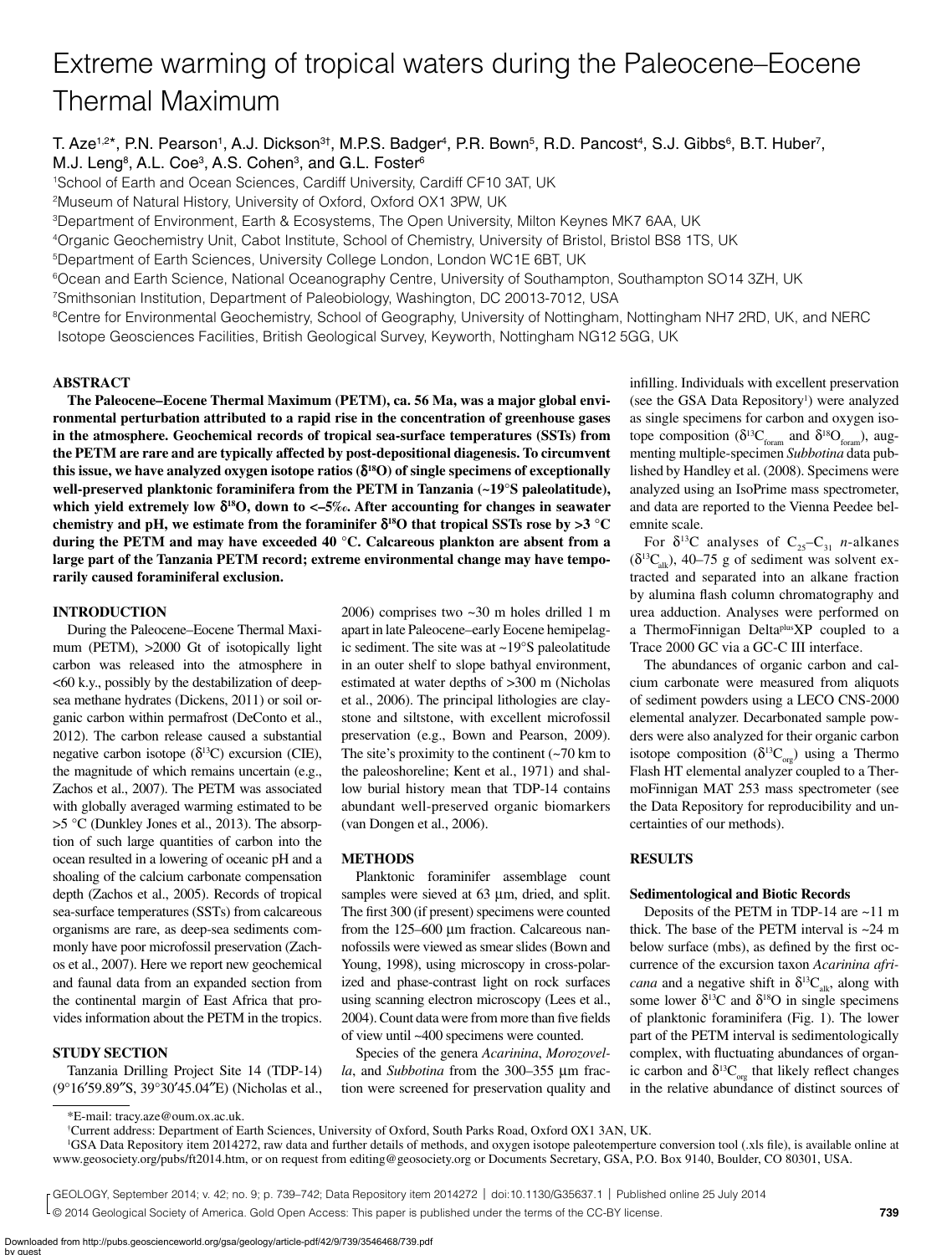# Extreme warming of tropical waters during the Paleocene–Eocene Thermal Maximum

T. Aze[1,2*], P.N. Pearson[1], A.J. Dickson[3†], M.P.S. Badger[4], P.R. Bown[5], R.D. Pancost[4], S.J. Gibbs[6], B.T. Huber[7], M.J. Leng[8], A.L. Coe[3], A.S. Cohen[3], and G.L. Foster[6]

[1]School of Earth and Ocean Sciences, Cardiff University, Cardiff CF10 3AT, UK
[2]Museum of Natural History, University of Oxford, Oxford OX1 3PW, UK
[3]Department of Environment, Earth & Ecosystems, The Open University, Milton Keynes MK7 6AA, UK
[4]Organic Geochemistry Unit, Cabot Institute, School of Chemistry, University of Bristol, Bristol BS8 1TS, UK
[5]Department of Earth Sciences, University College London, London WC1E 6BT, UK
[6]Ocean and Earth Science, National Oceanography Centre, University of Southampton, Southampton SO14 3ZH, UK
[7]Smithsonian Institution, Department of Paleobiology, Washington, DC 20013-7012, USA
[8]Centre for Environmental Geochemistry, School of Geography, University of Nottingham, Nottingham NH7 2RD, UK, and NERC Isotope Geosciences Facilities, British Geological Survey, Keyworth, Nottingham NG12 5GG, UK

## ABSTRACT

**The Paleocene–Eocene Thermal Maximum (PETM), ca. 56 Ma, was a major global environmental perturbation attributed to a rapid rise in the concentration of greenhouse gases in the atmosphere. Geochemical records of tropical sea-surface temperatures (SSTs) from the PETM are rare and are typically affected by post-depositional diagenesis. To circumvent this issue, we have analyzed oxygen isotope ratios ($\delta^{18}O$) of single specimens of exceptionally well-preserved planktonic foraminifera from the PETM in Tanzania (~19°S paleolatitude), which yield extremely low $\delta^{18}O$, down to <–5‰. After accounting for changes in seawater chemistry and pH, we estimate from the foraminifer $\delta^{18}O$ that tropical SSTs rose by >3 °C during the PETM and may have exceeded 40 °C. Calcareous plankton are absent from a large part of the Tanzania PETM record; extreme environmental change may have temporarily caused foraminiferal exclusion.**

## INTRODUCTION

During the Paleocene–Eocene Thermal Maximum (PETM), >2000 Gt of isotopically light carbon was released into the atmosphere in <60 k.y., possibly by the destabilization of deep-sea methane hydrates (Dickens, 2011) or soil organic carbon within permafrost (DeConto et al., 2012). The carbon release caused a substantial negative carbon isotope ($\delta^{13}C$) excursion (CIE), the magnitude of which remains uncertain (e.g., Zachos et al., 2007). The PETM was associated with globally averaged warming estimated to be >5 °C (Dunkley Jones et al., 2013). The absorption of such large quantities of carbon into the ocean resulted in a lowering of oceanic pH and a shoaling of the calcium carbonate compensation depth (Zachos et al., 2005). Records of tropical sea-surface temperatures (SSTs) from calcareous organisms are rare, as deep-sea sediments commonly have poor microfossil preservation (Zachos et al., 2007). Here we report new geochemical and faunal data from an expanded section from the continental margin of East Africa that provides information about the PETM in the tropics.

## STUDY SECTION

Tanzania Drilling Project Site 14 (TDP-14) (9°16′59.89″S, 39°30′45.04″E) (Nicholas et al., 2006) comprises two ~30 m holes drilled 1 m apart in late Paleocene–early Eocene hemipelagic sediment. The site was at ~19°S paleolatitude in an outer shelf to slope bathyal environment, estimated at water depths of >300 m (Nicholas et al., 2006). The principal lithologies are claystone and siltstone, with excellent microfossil preservation (e.g., Bown and Pearson, 2009). The site's proximity to the continent (~70 km to the paleoshoreline; Kent et al., 1971) and shallow burial history mean that TDP-14 contains abundant well-preserved organic biomarkers (van Dongen et al., 2006).

## METHODS

Planktonic foraminifer assemblage count samples were sieved at 63 µm, dried, and split. The first 300 (if present) specimens were counted from the 125–600 µm fraction. Calcareous nannofossils were viewed as smear slides (Bown and Young, 1998), using microscopy in cross-polarized and phase-contrast light on rock surfaces using scanning electron microscopy (Lees et al., 2004). Count data were from more than five fields of view until ~400 specimens were counted.

Species of the genera *Acarinina*, *Morozovella*, and *Subbotina* from the 300–355 µm fraction were screened for preservation quality and infilling. Individuals with excellent preservation (see the GSA Data Repository[1]) were analyzed as single specimens for carbon and oxygen isotope composition ($\delta^{13}C_{foram}$ and $\delta^{18}O_{foram}$), augmenting multiple-specimen *Subbotina* data published by Handley et al. (2008). Specimens were analyzed using an IsoPrime mass spectrometer, and data are reported to the Vienna Peedee belemnite scale.

For $\delta^{13}C$ analyses of $C_{25}$–$C_{31}$ *n*-alkanes ($\delta^{13}C_{alk}$), 40–75 g of sediment was solvent extracted and separated into an alkane fraction by alumina flash column chromatography and urea adduction. Analyses were performed on a ThermoFinnigan Delta^plus XP coupled to a Trace 2000 GC via a GC-C III interface.

The abundances of organic carbon and calcium carbonate were measured from aliquots of sediment powders using a LECO CNS-2000 elemental analyzer. Decarbonated sample powders were also analyzed for their organic carbon isotope composition ($\delta^{13}C_{org}$) using a Thermo Flash HT elemental analyzer coupled to a ThermoFinnigan MAT 253 mass spectrometer (see the Data Repository for reproducibility and uncertainties of our methods).

## RESULTS

### Sedimentological and Biotic Records

Deposits of the PETM in TDP-14 are ~11 m thick. The base of the PETM interval is ~24 m below surface (mbs), as defined by the first occurrence of the excursion taxon *Acarinina africana* and a negative shift in $\delta^{13}C_{alk}$, along with some lower $\delta^{13}C$ and $\delta^{18}O$ in single specimens of planktonic foraminifera (Fig. 1). The lower part of the PETM interval is sedimentologically complex, with fluctuating abundances of organic carbon and $\delta^{13}C_{org}$ that likely reflect changes in the relative abundance of distinct sources of

---

*E-mail: tracy.aze@oum.ox.ac.uk.
†Current address: Department of Earth Sciences, University of Oxford, South Parks Road, Oxford OX1 3AN, UK.
[1]GSA Data Repository item 2014272, raw data and further details of methods, and oxygen isotope paleotemperture conversion tool (.xls file), is available online at www.geosociety.org/pubs/ft2014.htm, or on request from editing@geosociety.org or Documents Secretary, GSA, P.O. Box 9140, Boulder, CO 80301, USA.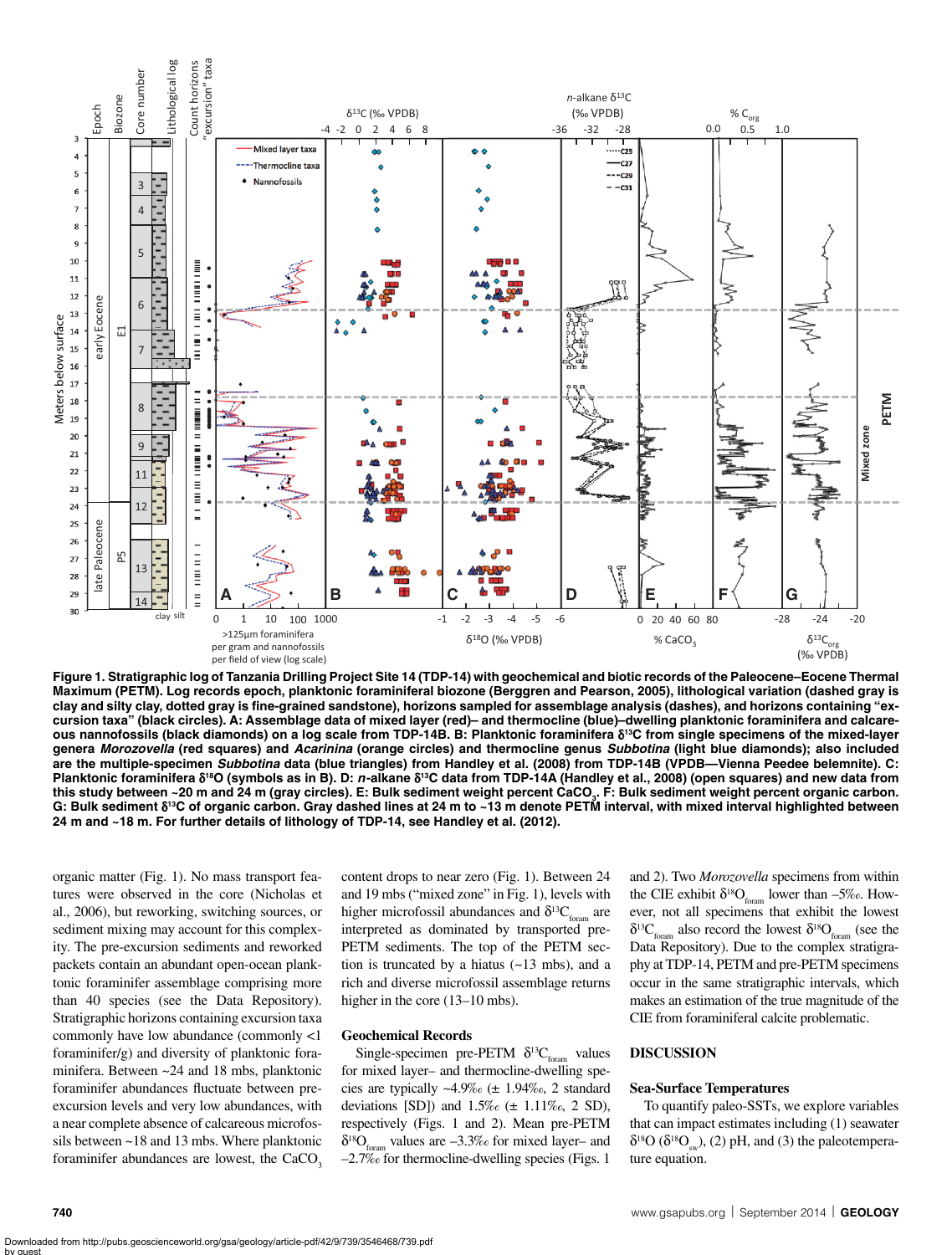**Figure 1. Stratigraphic log of Tanzania Drilling Project Site 14 (TDP-14) with geochemical and biotic records of the Paleocene–Eocene Thermal Maximum (PETM). Log records epoch, planktonic foraminiferal biozone (Berggren and Pearson, 2005), lithological variation (dashed gray is clay and silty clay, dotted gray is fine-grained sandstone), horizons sampled for assemblage analysis (dashes), and horizons containing "excursion taxa" (black circles). A: Assemblage data of mixed layer (red)– and thermocline (blue)–dwelling planktonic foraminifera and calcareous nannofossils (black diamonds) on a log scale from TDP-14B. B: Planktonic foraminifera $\delta^{13}C$ from single specimens of the mixed-layer genera *Morozovella* (red squares) and *Acarinina* (orange circles) and thermocline genus *Subbotina* (light blue diamonds); also included are the multiple-specimen *Subbotina* data (blue triangles) from Handley et al. (2008) from TDP-14B (VPDB—Vienna Peedee belemnite). C: Planktonic foraminifera $\delta^{18}O$ (symbols as in B). D: *n*-alkane $\delta^{13}C$ data from TDP-14A (Handley et al., 2008) (open squares) and new data from this study between ~20 m and 24 m (gray circles). E: Bulk sediment weight percent $CaCO_3$. F: Bulk sediment weight percent organic carbon. G: Bulk sediment $\delta^{13}C$ of organic carbon. Gray dashed lines at 24 m to ~13 m denote PETM interval, with mixed interval highlighted between 24 m and ~18 m. For further details of lithology of TDP-14, see Handley et al. (2012).**

organic matter (Fig. 1). No mass transport features were observed in the core (Nicholas et al., 2006), but reworking, switching sources, or sediment mixing may account for this complexity. The pre-excursion sediments and reworked packets contain an abundant open-ocean planktonic foraminifer assemblage comprising more than 40 species (see the Data Repository). Stratigraphic horizons containing excursion taxa commonly have low abundance (commonly <1 foraminifer/g) and diversity of planktonic foraminifera. Between ~24 and 18 mbs, planktonic foraminifer abundances fluctuate between pre-excursion levels and very low abundances, with a near complete absence of calcareous microfossils between ~18 and 13 mbs. Where planktonic foraminifer abundances are lowest, the $CaCO_3$ content drops to near zero (Fig. 1). Between 24 and 19 mbs ("mixed zone" in Fig. 1), levels with higher microfossil abundances and $\delta^{13}C_{foram}$ are interpreted as dominated by transported pre-PETM sediments. The top of the PETM section is truncated by a hiatus (~13 mbs), and a rich and diverse microfossil assemblage returns higher in the core (13–10 mbs).

## Geochemical Records

Single-specimen pre-PETM $\delta^{13}C_{foram}$ values for mixed layer– and thermocline-dwelling species are typically ~4.9‰ (± 1.94‰, 2 standard deviations [SD]) and 1.5‰ (± 1.11‰, 2 SD), respectively (Figs. 1 and 2). Mean pre-PETM $\delta^{18}O_{foram}$ values are –3.3‰ for mixed layer– and –2.7‰ for thermocline-dwelling species (Figs. 1 and 2). Two *Morozovella* specimens from within the CIE exhibit $\delta^{18}O_{foram}$ lower than –5‰. However, not all specimens that exhibit the lowest $\delta^{13}C_{foram}$ also record the lowest $\delta^{18}O_{foram}$ (see the Data Repository). Due to the complex stratigraphy at TDP-14, PETM and pre-PETM specimens occur in the same stratigraphic intervals, which makes an estimation of the true magnitude of the CIE from foraminiferal calcite problematic.

# DISCUSSION

## Sea-Surface Temperatures

To quantify paleo-SSTs, we explore variables that can impact estimates including (1) seawater $\delta^{18}O$ ($\delta^{18}O_{sw}$), (2) pH, and (3) the paleotemperature equation.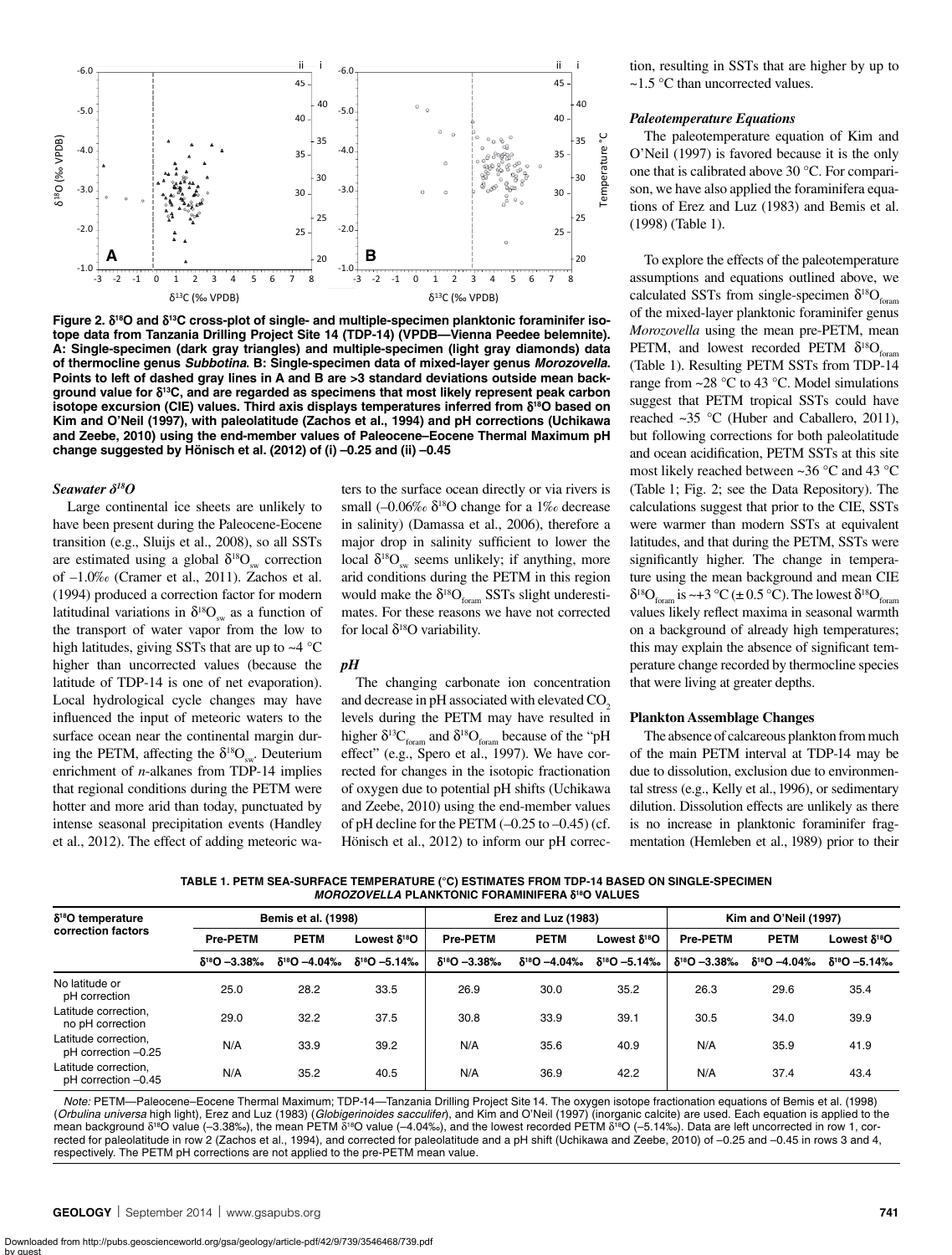Figure 2. $\delta^{18}O$ and $\delta^{13}C$ cross-plot of single- and multiple-specimen planktonic foraminifer isotope data from Tanzania Drilling Project Site 14 (TDP-14) (VPDB—Vienna Peedee belemnite). A: Single-specimen (dark gray triangles) and multiple-specimen (light gray diamonds) data of thermocline genus *Subbotina*. B: Single-specimen data of mixed-layer genus *Morozovella*. Points to left of dashed gray lines in A and B are >3 standard deviations outside mean background value for $\delta^{13}C$, and are regarded as specimens that most likely represent peak carbon isotope excursion (CIE) values. Third axis displays temperatures inferred from $\delta^{18}O$ based on Kim and O'Neil (1997), with paleolatitude (Zachos et al., 1994) and pH corrections (Uchikawa and Zeebe, 2010) using the end-member values of Paleocene–Eocene Thermal Maximum pH change suggested by Hönisch et al. (2012) of (i) –0.25 and (ii) –0.45

### *Seawater $\delta^{18}O$*

Large continental ice sheets are unlikely to have been present during the Paleocene-Eocene transition (e.g., Sluijs et al., 2008), so all SSTs are estimated using a global $\delta^{18}O_{sw}$ correction of –1.0‰ (Cramer et al., 2011). Zachos et al. (1994) produced a correction factor for modern latitudinal variations in $\delta^{18}O_{sw}$ as a function of the transport of water vapor from the low to high latitudes, giving SSTs that are up to ~4 °C higher than uncorrected values (because the latitude of TDP-14 is one of net evaporation). Local hydrological cycle changes may have influenced the input of meteoric waters to the surface ocean near the continental margin during the PETM, affecting the $\delta^{18}O_{sw}$. Deuterium enrichment of *n*-alkanes from TDP-14 implies that regional conditions during the PETM were hotter and more arid than today, punctuated by intense seasonal precipitation events (Handley et al., 2012). The effect of adding meteoric waters to the surface ocean directly or via rivers is small (–0.06‰ $\delta^{18}O$ change for a 1‰ decrease in salinity) (Damassa et al., 2006), therefore a major drop in salinity sufficient to lower the local $\delta^{18}O_{sw}$ seems unlikely; if anything, more arid conditions during the PETM in this region would make the $\delta^{18}O_{foram}$ SSTs slight underestimates. For these reasons we have not corrected for local $\delta^{18}O$ variability.

### *pH*

The changing carbonate ion concentration and decrease in pH associated with elevated $CO_2$ levels during the PETM may have resulted in higher $\delta^{13}C_{foram}$ and $\delta^{18}O_{foram}$ because of the "pH effect" (e.g., Spero et al., 1997). We have corrected for changes in the isotopic fractionation of oxygen due to potential pH shifts (Uchikawa and Zeebe, 2010) using the end-member values of pH decline for the PETM (–0.25 to –0.45) (cf. Hönisch et al., 2012) to inform our pH correction, resulting in SSTs that are higher by up to ~1.5 °C than uncorrected values.

### *Paleotemperature Equations*

The paleotemperature equation of Kim and O'Neil (1997) is favored because it is the only one that is calibrated above 30 °C. For comparison, we have also applied the foraminifera equations of Erez and Luz (1983) and Bemis et al. (1998) (Table 1).

To explore the effects of the paleotemperature assumptions and equations outlined above, we calculated SSTs from single-specimen $\delta^{18}O_{foram}$ of the mixed-layer planktonic foraminifer genus *Morozovella* using the mean pre-PETM, mean PETM, and lowest recorded PETM $\delta^{18}O_{foram}$ (Table 1). Resulting PETM SSTs from TDP-14 range from ~28 °C to 43 °C. Model simulations suggest that PETM tropical SSTs could have reached ~35 °C (Huber and Caballero, 2011), but following corrections for both paleolatitude and ocean acidification, PETM SSTs at this site most likely reached between ~36 °C and 43 °C (Table 1; Fig. 2; see the Data Repository). The calculations suggest that prior to the CIE, SSTs were warmer than modern SSTs at equivalent latitudes, and that during the PETM, SSTs were significantly higher. The change in temperature using the mean background and mean CIE $\delta^{18}O_{foram}$ is ~+3 °C (± 0.5 °C). The lowest $\delta^{18}O_{foram}$ values likely reflect maxima in seasonal warmth on a background of already high temperatures; this may explain the absence of significant temperature change recorded by thermocline species that were living at greater depths.

### Plankton Assemblage Changes

The absence of calcareous plankton from much of the main PETM interval at TDP-14 may be due to dissolution, exclusion due to environmental stress (e.g., Kelly et al., 1996), or sedimentary dilution. Dissolution effects are unlikely as there is no increase in planktonic foraminifer fragmentation (Hemleben et al., 1989) prior to their

TABLE 1. PETM SEA-SURFACE TEMPERATURE (°C) ESTIMATES FROM TDP-14 BASED ON SINGLE-SPECIMEN *MOROZOVELLA* PLANKTONIC FORAMINIFERA $\delta^{18}O$ VALUES

| $\delta^{18}O$ temperature correction factors | Bemis et al. (1998) | | | Erez and Luz (1983) | | | Kim and O'Neil (1997) | | |
|---|---|---|---|---|---|---|---|---|---|
| | Pre-PETM | PETM | Lowest $\delta^{18}O$ | Pre-PETM | PETM | Lowest $\delta^{18}O$ | Pre-PETM | PETM | Lowest $\delta^{18}O$ |
| | $\delta^{18}O$ –3.38‰ | $\delta^{18}O$ –4.04‰ | $\delta^{18}O$ –5.14‰ | $\delta^{18}O$ –3.38‰ | $\delta^{18}O$ –4.04‰ | $\delta^{18}O$ –5.14‰ | $\delta^{18}O$ –3.38‰ | $\delta^{18}O$ –4.04‰ | $\delta^{18}O$ –5.14‰ |
| No latitude or pH correction | 25.0 | 28.2 | 33.5 | 26.9 | 30.0 | 35.2 | 26.3 | 29.6 | 35.4 |
| Latitude correction, no pH correction | 29.0 | 32.2 | 37.5 | 30.8 | 33.9 | 39.1 | 30.5 | 34.0 | 39.9 |
| Latitude correction, pH correction –0.25 | N/A | 33.9 | 39.2 | N/A | 35.6 | 40.9 | N/A | 35.9 | 41.9 |
| Latitude correction, pH correction –0.45 | N/A | 35.2 | 40.5 | N/A | 36.9 | 42.2 | N/A | 37.4 | 43.4 |

*Note:* PETM—Paleocene–Eocene Thermal Maximum; TDP-14—Tanzania Drilling Project Site 14. The oxygen isotope fractionation equations of Bemis et al. (1998) (*Orbulina universa* high light), Erez and Luz (1983) (*Globigerinoides sacculifer*), and Kim and O'Neil (1997) (inorganic calcite) are used. Each equation is applied to the mean background $\delta^{18}O$ value (–3.38‰), the mean PETM $\delta^{18}O$ value (–4.04‰), and the lowest recorded PETM $\delta^{18}O$ (–5.14‰). Data are left uncorrected in row 1, corrected for paleolatitude in row 2 (Zachos et al., 1994), and corrected for paleolatitude and a pH shift (Uchikawa and Zeebe, 2010) of –0.25 and –0.45 in rows 3 and 4, respectively. The PETM pH corrections are not applied to the pre-PETM mean value.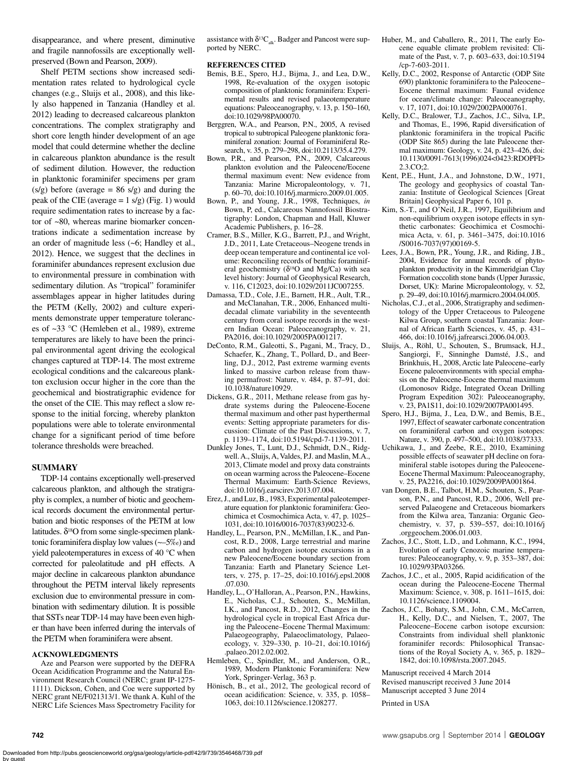disappearance, and where present, diminutive and fragile nannofossils are exceptionally well-preserved (Bown and Pearson, 2009).

Shelf PETM sections show increased sedimentation rates related to hydrological cycle changes (e.g., Sluijs et al., 2008), and this likely also happened in Tanzania (Handley et al. 2012) leading to decreased calcareous plankton concentrations. The complex stratigraphy and short core length hinder development of an age model that could determine whether the decline in calcareous plankton abundance is the result of sediment dilution. However, the reduction in planktonic foraminifer specimens per gram (s/g) before (average = 86 s/g) and during the peak of the CIE (average = 1 s/g) (Fig. 1) would require sedimentation rates to increase by a factor of ~80, whereas marine biomarker concentrations indicate a sedimentation increase by an order of magnitude less (~6; Handley et al., 2012). Hence, we suggest that the declines in foraminifer abundances represent exclusion due to environmental pressure in combination with sedimentary dilution. As "tropical" foraminifer assemblages appear in higher latitudes during the PETM (Kelly, 2002) and culture experiments demonstrate upper temperature tolerances of ~33 °C (Hemleben et al., 1989), extreme temperatures are likely to have been the principal environmental agent driving the ecological changes captured at TDP-14. The most extreme ecological conditions and the calcareous plankton exclusion occur higher in the core than the geochemical and biostratigraphic evidence for the onset of the CIE. This may reflect a slow response to the initial forcing, whereby plankton populations were able to tolerate environmental change for a significant period of time before tolerance thresholds were breached.

## SUMMARY

TDP-14 contains exceptionally well-preserved calcareous plankton, and although the stratigraphy is complex, a number of biotic and geochemical records document the environmental perturbation and biotic responses of the PETM at low latitudes. $\delta^{18}O$ from some single-specimen planktonic foraminifera display low values (~−5‰) and yield paleotemperatures in excess of 40 °C when corrected for paleolatitude and pH effects. A major decline in calcareous plankton abundance throughout the PETM interval likely represents exclusion due to environmental pressure in combination with sedimentary dilution. It is possible that SSTs near TDP-14 may have been even higher than have been inferred during the intervals of the PETM when foraminifera were absent.

## ACKNOWLEDGMENTS

Aze and Pearson were supported by the DEFRA Ocean Acidification Programme and the Natural Environment Research Council (NERC; grant IP-1275-1111). Dickson, Cohen, and Coe were supported by NERC grant NE/F021313/1. We thank A. Kuhl of the NERC Life Sciences Mass Spectrometry Facility for assistance with $\delta^{13}C_{alk}$. Badger and Pancost were supported by NERC.

## REFERENCES CITED

Bemis, B.E., Spero, H.J., Bijma, J., and Lea, D.W., 1998, Re-evaluation of the oxygen isotopic composition of planktonic foraminifera: Experimental results and revised palaeotemperature equations: Paleoceanography, v. 13, p. 150–160, doi:10.1029/98PA00070.

Berggren, W.A., and Pearson, P.N., 2005, A revised tropical to subtropical Paleogene planktonic foraminiferal zonation: Journal of Foraminiferal Research, v. 35, p. 279–298, doi:10.2113/35.4.279.

Bown, P.R., and Pearson, P.N., 2009, Calcareous plankton evolution and the Paleocene/Eocene thermal maximum event: New evidence from Tanzania: Marine Micropaleontology, v. 71, p. 60–70, doi:10.1016/j.marmicro.2009.01.005.

Bown, P., and Young, J.R., 1998, Techniques, *in* Bown, P., ed., Calcareous Nannofossil Biostratigraphy: London, Chapman and Hall, Kluwer Academic Publishers, p. 16–28.

Cramer, B.S., Miller, K.G., Barrett, P.J., and Wright, J.D., 2011, Late Cretaceous–Neogene trends in deep ocean temperature and continental ice volume: Reconciling records of benthic foraminiferal geochemistry ($\delta^{18}O$ and Mg/Ca) with sea level history: Journal of Geophysical Research, v. 116, C12023, doi:10.1029/2011JC007255.

Damassa, T.D., Cole, J.E., Barnett, H.R., Ault, T.R., and McClanahan, T.R., 2006, Enhanced multidecadal climate variability in the seventeenth century from coral isotope records in the western Indian Ocean: Paleoceanography, v. 21, PA2016, doi:10.1029/2005PA001217.

DeConto, R.M., Galeotti, S., Pagani, M., Tracy, D., Schaefer, K., Zhang, T., Pollard, D., and Beerling, D.J., 2012, Past extreme warming events linked to massive carbon release from thawing permafrost: Nature, v. 484, p. 87–91, doi:10.1038/nature10929.

Dickens, G.R., 2011, Methane release from gas hydrate systems during the Paleocene-Eocene thermal maximum and other past hyperthermal events: Setting appropriate parameters for discussion: Climate of the Past Discussions, v. 7, p. 1139–1174, doi:10.5194/cpd-7-1139-2011.

Dunkley Jones, T., Lunt, D.J., Schmidt, D.N., Ridgwell. A., Sluijs, A, Valdes, P.J. and Maslin, M.A., 2013, Climate model and proxy data constraints on ocean warming across the Paleocene–Eocene Thermal Maximum: Earth-Science Reviews, doi:10.1016/j.earscirev.2013.07.004.

Erez, J., and Luz, B., 1983, Experimental paleotemperature equation for planktonic foraminifera: Geochimica et Cosmochimica Acta, v. 47, p. 1025–1031, doi:10.1016/0016-7037(83)90232-6.

Handley, L., Pearson, P.N., McMillan, I.K., and Pancost, R.D., 2008, Large terrestrial and marine carbon and hydrogen isotope excursions in a new Paleocene/Eocene boundary section from Tanzania: Earth and Planetary Science Letters, v. 275, p. 17–25, doi:10.1016/j.epsl.2008.07.030.

Handley, L., O'Halloran, A., Pearson, P.N., Hawkins, E., Nicholas, C.J., Schouten, S., McMillan, I.K., and Pancost, R.D., 2012, Changes in the hydrological cycle in tropical East Africa during the Paleocene–Eocene Thermal Maximum: Palaeogeography, Palaeoclimatology, Palaeoecology, v. 329–330, p. 10–21, doi:10.1016/j.palaeo.2012.02.002.

Hemleben, C., Spindler, M., and Anderson, O.R., 1989, Modern Planktonic Foraminifera: New York, Springer-Verlag, 363 p.

Hönisch, B., et al., 2012, The geological record of ocean acidification: Science, v. 335, p. 1058–1063, doi:10.1126/science.1208277.

Huber, M., and Caballero, R., 2011, The early Eocene equable climate problem revisited: Climate of the Past, v. 7, p. 603–633, doi:10.5194/cp-7-603-2011.

Kelly, D.C., 2002, Response of Antarctic (ODP Site 690) planktonic foraminifera to the Paleocene–Eocene thermal maximum: Faunal evidence for ocean/climate change: Paleoceanography, v. 17, 1071, doi:10.1029/2002PA000761.

Kelly, D.C., Bralower, T.J., Zachos, J.C., Silva, I.P., and Thomas, E., 1996, Rapid diversification of planktonic foraminifera in the tropical Pacific (ODP Site 865) during the late Paleocene thermal maximum: Geology, v. 24, p. 423–426, doi:10.1130/0091-7613(1996)024<0423:RDOPFI>2.3.CO;2.

Kent, P.E., Hunt, J.A., and Johnstone, D.W., 1971, The geology and geophysics of coastal Tanzania: Institute of Geological Sciences [Great Britain] Geophysical Paper 6, 101 p.

Kim, S.-T., and O'Neil, J.R., 1997, Equilibrium and non-equilibrium oxygen isotope effects in synthetic carbonates: Geochimica et Cosmochimica Acta, v. 61, p. 3461–3475, doi:10.1016/S0016-7037(97)00169-5.

Lees, J.A., Bown, P.R., Young, J.R., and Riding, J.B., 2004, Evidence for annual records of phytoplankton productivity in the Kimmeridgian Clay Formation coccolith stone bands (Upper Jurassic, Dorset, UK): Marine Micropaleontology, v. 52, p. 29–49, doi:10.1016/j.marmicro.2004.04.005.

Nicholas, C.J., et al., 2006, Stratigraphy and sedimentology of the Upper Cretaceous to Paleogene Kilwa Group, southern coastal Tanzania: Journal of African Earth Sciences, v. 45, p. 431–466, doi:10.1016/j.jafrearsci.2006.04.003.

Sluijs, A., Röhl, U., Schouten, S., Brumsack, H.J., Sangiorgi, F., Sinninghe Damsté, J.S., and Brinkhuis, H., 2008, Arctic late Paleocene–early Eocene paleoenvironments with special emphasis on the Paleocene-Eocene thermal maximum (Lomonosov Ridge, Integrated Ocean Drilling Program Expedition 302): Paleoceanography, v. 23, PA1S11, doi:10.1029/2007PA001495.

Spero, H.J., Bijma, J., Lea, D.W., and Bemis, B.E., 1997, Effect of seawater carbonate concentration on foraminiferal carbon and oxygen isotopes: Nature, v. 390, p. 497–500, doi:10.1038/37333.

Uchikawa, J., and Zeebe, R.E., 2010, Examining possible effects of seawater pH decline on foraminiferal stable isotopes during the Paleocene-Eocene Thermal Maximum: Paleoceanography, v. 25, PA2216, doi:10.1029/2009PA001864.

van Dongen, B.E., Talbot, H.M., Schouten, S., Pearson, P.N., and Pancost, R.D., 2006, Well preserved Palaeogene and Cretaceous biomarkers from the Kilwa area, Tanzania: Organic Geochemistry, v. 37, p. 539–557, doi:10.1016/j.orggeochem.2006.01.003.

Zachos, J.C., Stott, L.D., and Lohmann, K.C., 1994, Evolution of early Cenozoic marine temperatures: Paleoceanography, v. 9, p. 353–387, doi:10.1029/93PA03266.

Zachos, J.C., et al., 2005, Rapid acidification of the ocean during the Paleocene-Eocene Thermal Maximum: Science, v. 308, p. 1611–1615, doi:10.1126/science.1109004.

Zachos, J.C., Bohaty, S.M., John, C.M., McCarren, H., Kelly, D.C., and Nielsen, T., 2007, The Paleocene–Eocene carbon isotope excursion: Constraints from individual shell planktonic foraminifer records: Philosophical Transactions of the Royal Society A, v. 365, p. 1829–1842, doi:10.1098/rsta.2007.2045.

Manuscript received 4 March 2014
Revised manuscript received 3 June 2014
Manuscript accepted 3 June 2014

Printed in USA